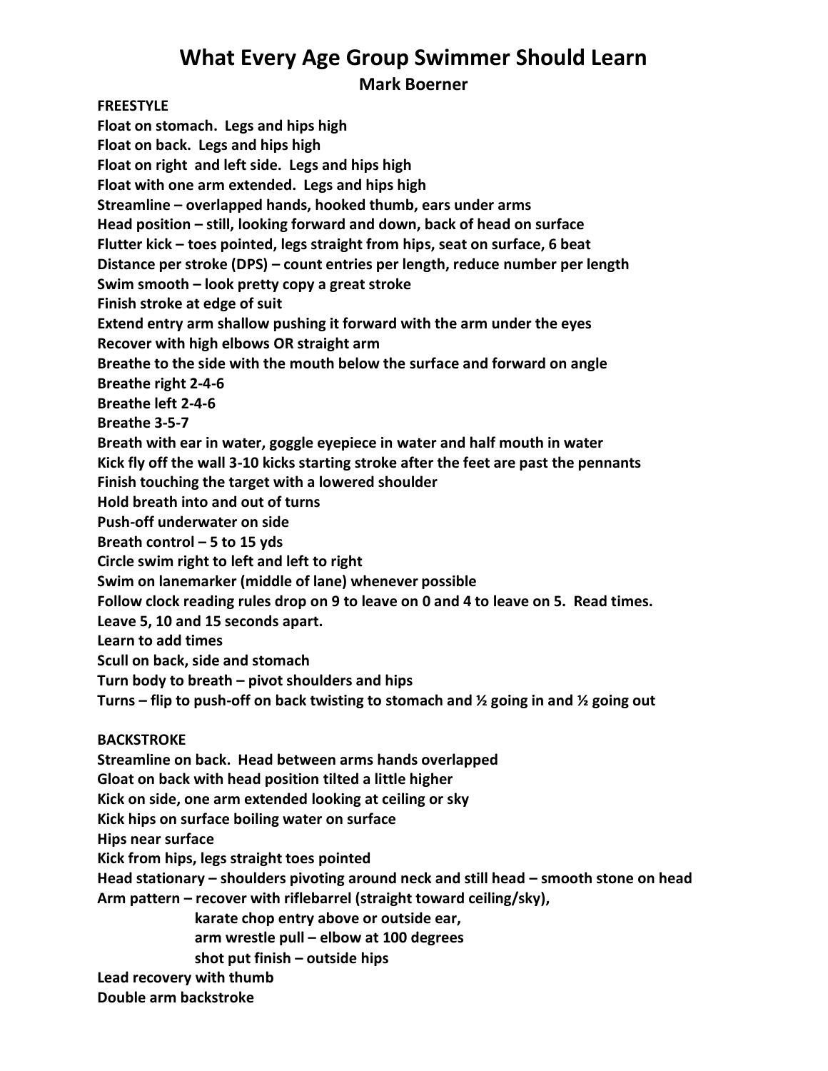# What Every Age Group Swimmer Should Learn

**Mark Boerner**

**FREESTYLE**

**Float on stomach. Legs and hips high**
**Float on back. Legs and hips high**
**Float on right and left side. Legs and hips high**
**Float with one arm extended. Legs and hips high**
**Streamline – overlapped hands, hooked thumb, ears under arms**
**Head position – still, looking forward and down, back of head on surface**
**Flutter kick – toes pointed, legs straight from hips, seat on surface, 6 beat**
**Distance per stroke (DPS) – count entries per length, reduce number per length**
**Swim smooth – look pretty copy a great stroke**
**Finish stroke at edge of suit**
**Extend entry arm shallow pushing it forward with the arm under the eyes**
**Recover with high elbows OR straight arm**
**Breathe to the side with the mouth below the surface and forward on angle**
**Breathe right 2-4-6**
**Breathe left 2-4-6**
**Breathe 3-5-7**
**Breath with ear in water, goggle eyepiece in water and half mouth in water**
**Kick fly off the wall 3-10 kicks starting stroke after the feet are past the pennants**
**Finish touching the target with a lowered shoulder**
**Hold breath into and out of turns**
**Push-off underwater on side**
**Breath control – 5 to 15 yds**
**Circle swim right to left and left to right**
**Swim on lanemarker (middle of lane) whenever possible**
**Follow clock reading rules drop on 9 to leave on 0 and 4 to leave on 5. Read times.**
**Leave 5, 10 and 15 seconds apart.**
**Learn to add times**
**Scull on back, side and stomach**
**Turn body to breath – pivot shoulders and hips**
**Turns – flip to push-off on back twisting to stomach and ½ going in and ½ going out**

**BACKSTROKE**

**Streamline on back. Head between arms hands overlapped**
**Gloat on back with head position tilted a little higher**
**Kick on side, one arm extended looking at ceiling or sky**
**Kick hips on surface boiling water on surface**
**Hips near surface**
**Kick from hips, legs straight toes pointed**
**Head stationary – shoulders pivoting around neck and still head – smooth stone on head**
**Arm pattern – recover with riflebarrel (straight toward ceiling/sky),**
**karate chop entry above or outside ear,**
**arm wrestle pull – elbow at 100 degrees**
**shot put finish – outside hips**
**Lead recovery with thumb**
**Double arm backstroke**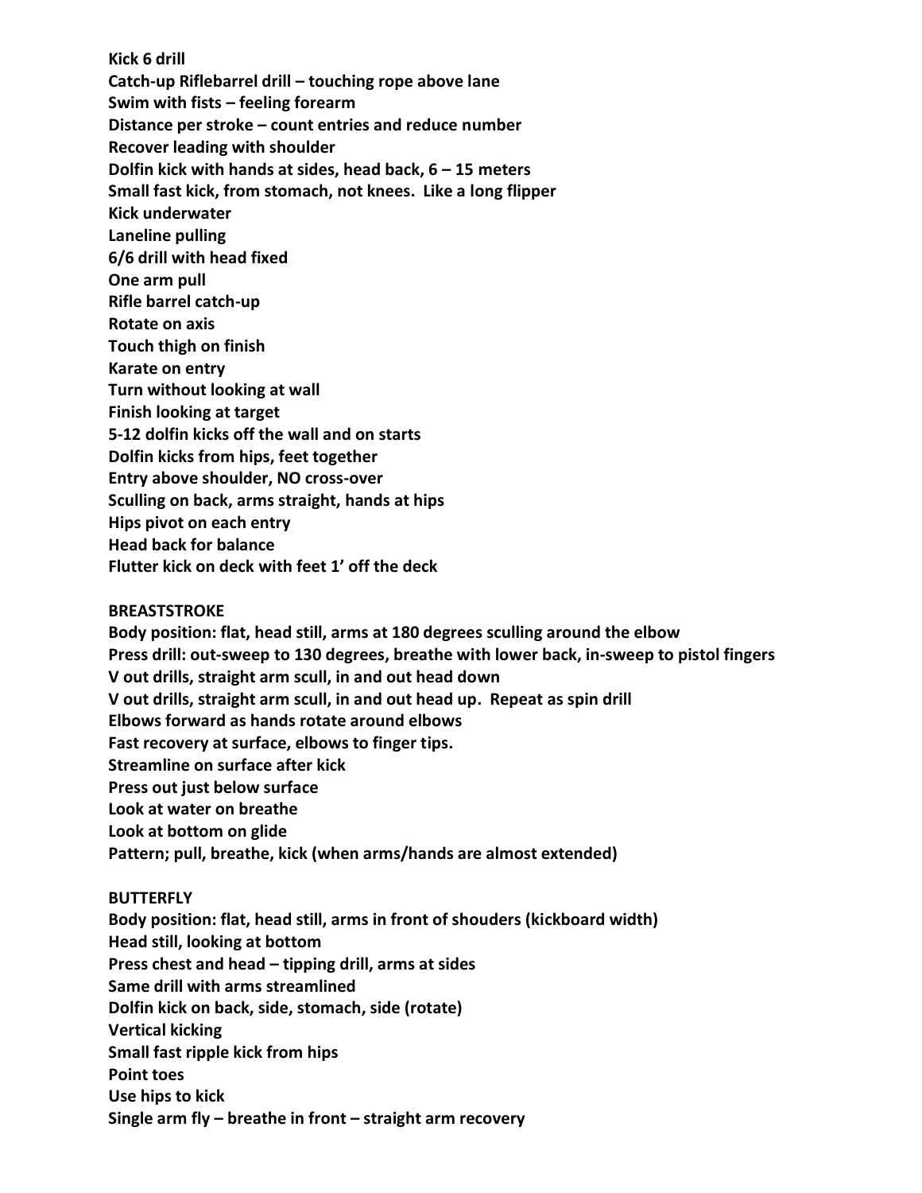**Kick 6 drill**
**Catch-up Riflebarrel drill – touching rope above lane**
**Swim with fists – feeling forearm**
**Distance per stroke – count entries and reduce number**
**Recover leading with shoulder**
**Dolfin kick with hands at sides, head back, 6 – 15 meters**
**Small fast kick, from stomach, not knees. Like a long flipper**
**Kick underwater**
**Laneline pulling**
**6/6 drill with head fixed**
**One arm pull**
**Rifle barrel catch-up**
**Rotate on axis**
**Touch thigh on finish**
**Karate on entry**
**Turn without looking at wall**
**Finish looking at target**
**5-12 dolfin kicks off the wall and on starts**
**Dolfin kicks from hips, feet together**
**Entry above shoulder, NO cross-over**
**Sculling on back, arms straight, hands at hips**
**Hips pivot on each entry**
**Head back for balance**
**Flutter kick on deck with feet 1' off the deck**

**BREASTSTROKE**
**Body position: flat, head still, arms at 180 degrees sculling around the elbow**
**Press drill: out-sweep to 130 degrees, breathe with lower back, in-sweep to pistol fingers**
**V out drills, straight arm scull, in and out head down**
**V out drills, straight arm scull, in and out head up. Repeat as spin drill**
**Elbows forward as hands rotate around elbows**
**Fast recovery at surface, elbows to finger tips.**
**Streamline on surface after kick**
**Press out just below surface**
**Look at water on breathe**
**Look at bottom on glide**
**Pattern; pull, breathe, kick (when arms/hands are almost extended)**

**BUTTERFLY**
**Body position: flat, head still, arms in front of shouders (kickboard width)**
**Head still, looking at bottom**
**Press chest and head – tipping drill, arms at sides**
**Same drill with arms streamlined**
**Dolfin kick on back, side, stomach, side (rotate)**
**Vertical kicking**
**Small fast ripple kick from hips**
**Point toes**
**Use hips to kick**
**Single arm fly – breathe in front – straight arm recovery**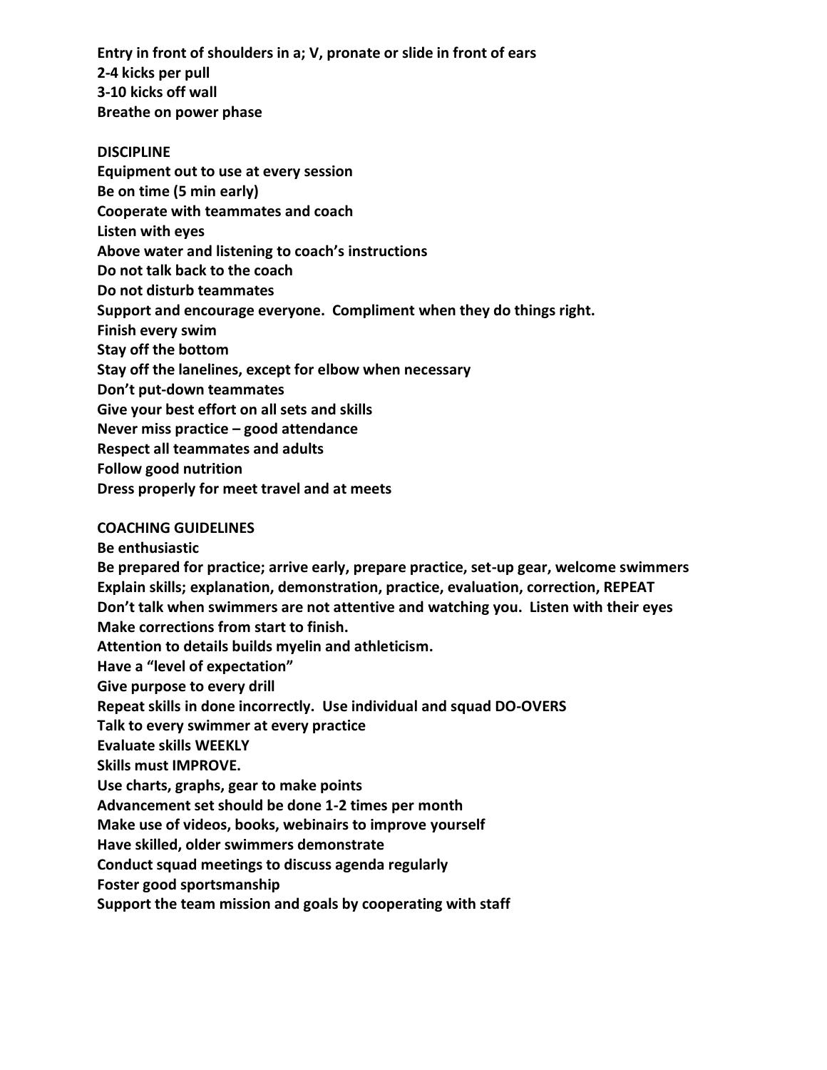**Entry in front of shoulders in a; V, pronate or slide in front of ears**
**2-4 kicks per pull**
**3-10 kicks off wall**
**Breathe on power phase**

**DISCIPLINE**

**Equipment out to use at every session**
**Be on time (5 min early)**
**Cooperate with teammates and coach**
**Listen with eyes**
**Above water and listening to coach's instructions**
**Do not talk back to the coach**
**Do not disturb teammates**
**Support and encourage everyone. Compliment when they do things right.**
**Finish every swim**
**Stay off the bottom**
**Stay off the lanelines, except for elbow when necessary**
**Don't put-down teammates**
**Give your best effort on all sets and skills**
**Never miss practice – good attendance**
**Respect all teammates and adults**
**Follow good nutrition**
**Dress properly for meet travel and at meets**

**COACHING GUIDELINES**

**Be enthusiastic**
**Be prepared for practice; arrive early, prepare practice, set-up gear, welcome swimmers**
**Explain skills; explanation, demonstration, practice, evaluation, correction, REPEAT**
**Don't talk when swimmers are not attentive and watching you. Listen with their eyes**
**Make corrections from start to finish.**
**Attention to details builds myelin and athleticism.**
**Have a "level of expectation"**
**Give purpose to every drill**
**Repeat skills in done incorrectly. Use individual and squad DO-OVERS**
**Talk to every swimmer at every practice**
**Evaluate skills WEEKLY**
**Skills must IMPROVE.**
**Use charts, graphs, gear to make points**
**Advancement set should be done 1-2 times per month**
**Make use of videos, books, webinairs to improve yourself**
**Have skilled, older swimmers demonstrate**
**Conduct squad meetings to discuss agenda regularly**
**Foster good sportsmanship**
**Support the team mission and goals by cooperating with staff**